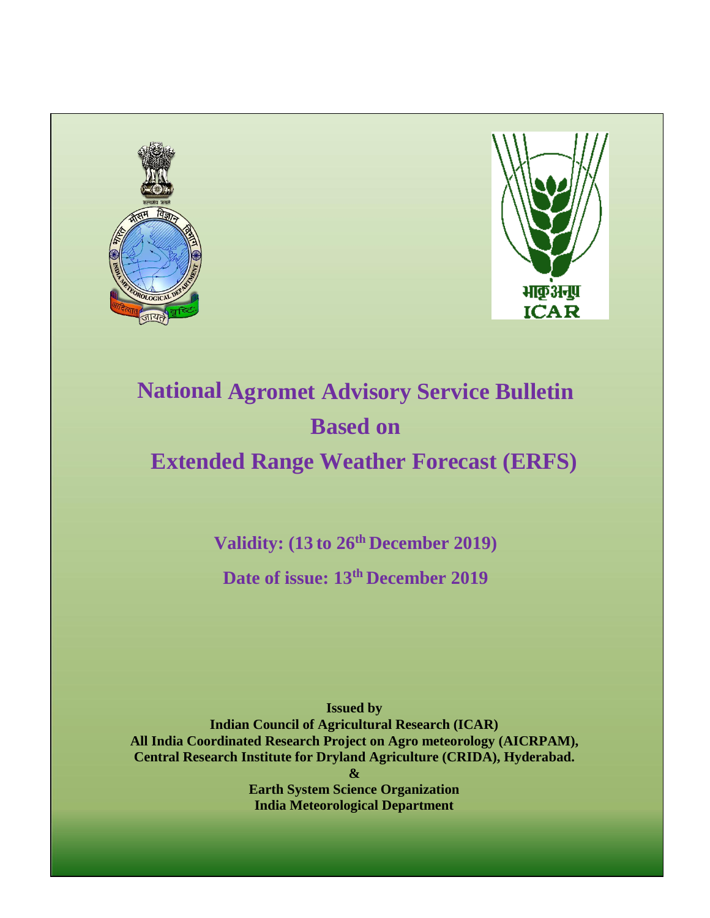# National Agromet Advisory Service Bulletin

# Based on

# Extended Range Weather Forecast (ERFS)

**Validity: (13 to 26th December 2019)**

**Date of issue: 13th December 2019**

**Issued by**
**Indian Council of Agricultural Research (ICAR)**
**All India Coordinated Research Project on Agro meteorology (AICRPAM),**
**Central Research Institute for Dryland Agriculture (CRIDA), Hyderabad.**
**&**
**Earth System Science Organization**
**India Meteorological Department**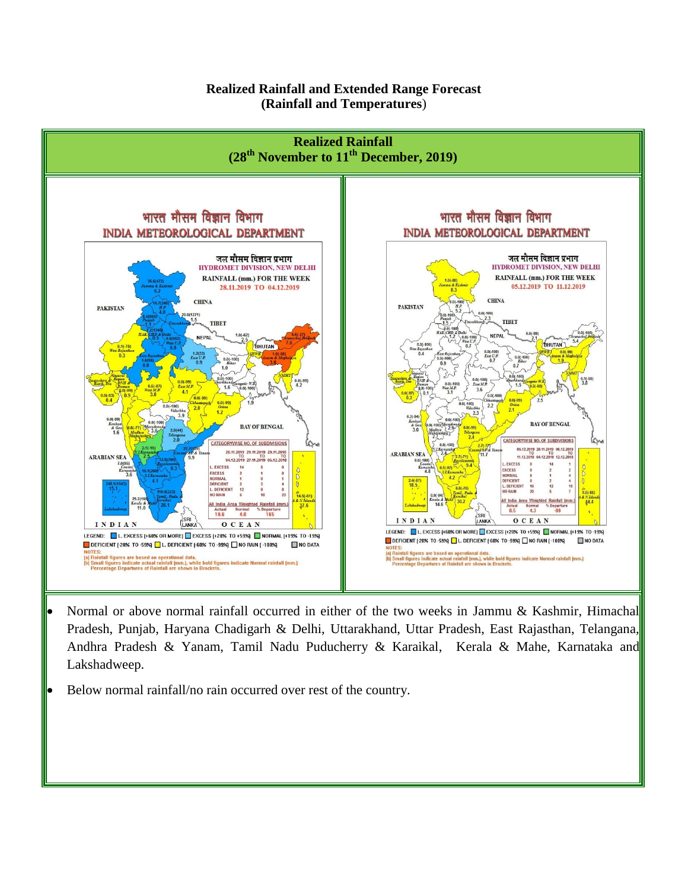**Realized Rainfall and Extended Range Forecast**
**(Rainfall and Temperatures)**

## Realized Rainfall
## (28th November to 11th December, 2019)

- Normal or above normal rainfall occurred in either of the two weeks in Jammu & Kashmir, Himachal Pradesh, Punjab, Haryana Chadigarh & Delhi, Uttarakhand, Uttar Pradesh, East Rajasthan, Telangana, Andhra Pradesh & Yanam, Tamil Nadu Puducherry & Karaikal, Kerala & Mahe, Karnataka and Lakshadweep.
- Below normal rainfall/no rain occurred over rest of the country.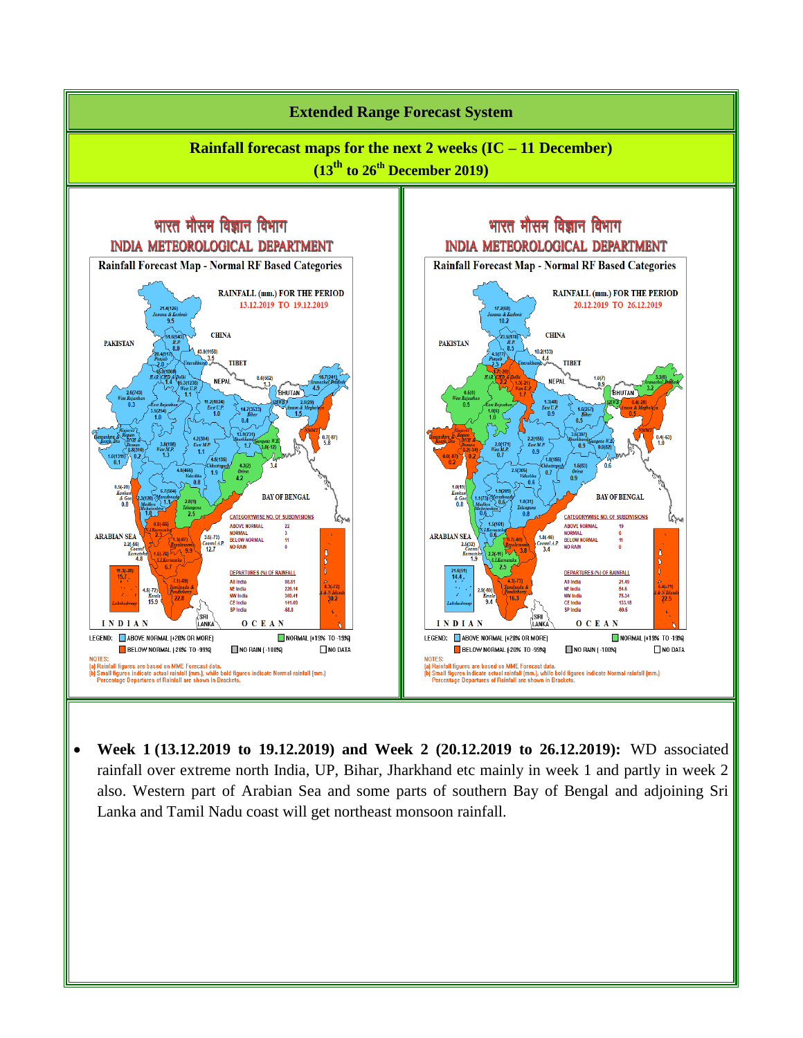# Extended Range Forecast System

## Rainfall forecast maps for the next 2 weeks (IC – 11 December)
## (13th to 26th December 2019)

भारत मौसम विज्ञान विभाग

INDIA METEOROLOGICAL DEPARTMENT

Rainfall Forecast Map - Normal RF Based Categories

RAINFALL (mm.) FOR THE PERIOD 13.12.2019 TO 19.12.2019

CATEGORYWISE NO. OF SUBDIVISIONS

| Category | No. |
|---|---|
| ABOVE NORMAL | 22 |
| NORMAL | 3 |
| BELOW NORMAL | 11 |
| NO RAIN | 0 |

DEPARTURES (%) OF RAINFALL

| Region | Departure |
|---|---|
| All India | 98.81 |
| NE India | 226.14 |
| NW India | 369.41 |
| CE India | 141.09 |
| SP India | -68.8 |

LEGEND: ABOVE NORMAL (+20% OR MORE) NORMAL (+19% TO -19%) BELOW NORMAL (-20% TO -99%) NO RAIN (-100%) NO DATA

NOTES:
(a) Rainfall figures are based on MME Forecast data.
(b) Small figures indicate actual rainfall (mm.), while bold figures indicate Normal rainfall (mm.) Percentage Departures of Rainfall are shown in Brackets.

भारत मौसम विज्ञान विभाग

INDIA METEOROLOGICAL DEPARTMENT

Rainfall Forecast Map - Normal RF Based Categories

RAINFALL (mm.) FOR THE PERIOD 20.12.2019 TO 26.12.2019

CATEGORYWISE NO. OF SUBDIVISIONS

| Category | No. |
|---|---|
| ABOVE NORMAL | 19 |
| NORMAL | 6 |
| BELOW NORMAL | 11 |
| NO RAIN | 0 |

DEPARTURES (%) OF RAINFALL

| Region | Departure |
|---|---|
| All India | 21.49 |
| NE India | 54.6 |
| NW India | 75.34 |
| CE India | 133.18 |
| SP India | -69.5 |

LEGEND: ABOVE NORMAL (+20% OR MORE) NORMAL (+19% TO -19%) BELOW NORMAL (-20% TO -99%) NO RAIN (-100%) NO DATA

NOTES:
(a) Rainfall figures are based on MME Forecast data.
(b) Small figures indicate actual rainfall (mm.), while bold figures indicate Normal rainfall (mm.) Percentage Departures of Rainfall are shown in Brackets.

- **Week 1 (13.12.2019 to 19.12.2019) and Week 2 (20.12.2019 to 26.12.2019):** WD associated rainfall over extreme north India, UP, Bihar, Jharkhand etc mainly in week 1 and partly in week 2 also. Western part of Arabian Sea and some parts of southern Bay of Bengal and adjoining Sri Lanka and Tamil Nadu coast will get northeast monsoon rainfall.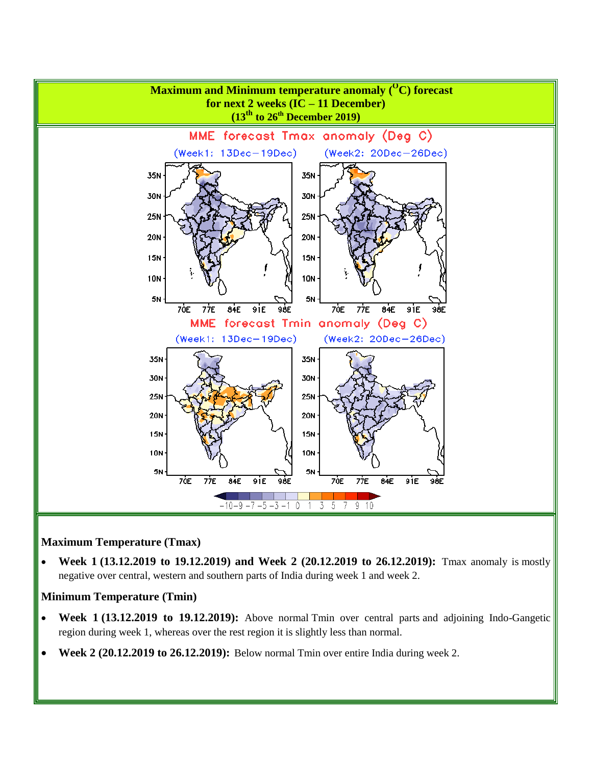**Maximum and Minimum temperature anomaly ($^{O}$C) forecast for next 2 weeks (IC – 11 December) (13$^{th}$ to 26$^{th}$ December 2019)**

### Maximum Temperature (Tmax)

- **Week 1 (13.12.2019 to 19.12.2019) and Week 2 (20.12.2019 to 26.12.2019):** Tmax anomaly is mostly negative over central, western and southern parts of India during week 1 and week 2.

### Minimum Temperature (Tmin)

- **Week 1 (13.12.2019 to 19.12.2019):** Above normal Tmin over central parts and adjoining Indo-Gangetic region during week 1, whereas over the rest region it is slightly less than normal.
- **Week 2 (20.12.2019 to 26.12.2019):** Below normal Tmin over entire India during week 2.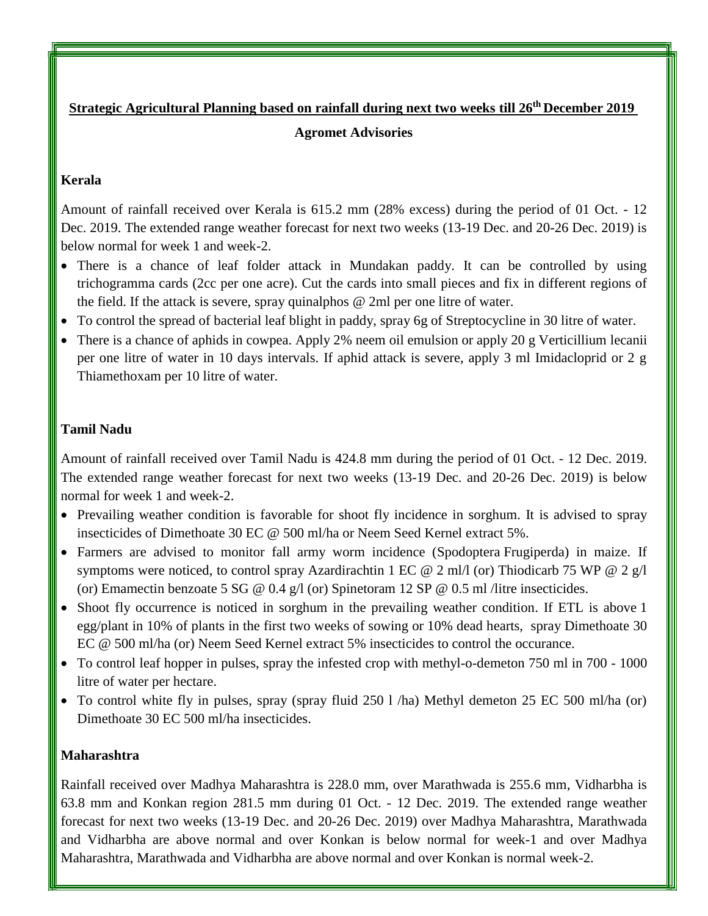## Strategic Agricultural Planning based on rainfall during next two weeks till 26th December 2019

### Agromet Advisories

**Kerala**

Amount of rainfall received over Kerala is 615.2 mm (28% excess) during the period of 01 Oct. - 12 Dec. 2019. The extended range weather forecast for next two weeks (13-19 Dec. and 20-26 Dec. 2019) is below normal for week 1 and week-2.

- There is a chance of leaf folder attack in Mundakan paddy. It can be controlled by using trichogramma cards (2cc per one acre). Cut the cards into small pieces and fix in different regions of the field. If the attack is severe, spray quinalphos @ 2ml per one litre of water.
- To control the spread of bacterial leaf blight in paddy, spray 6g of Streptocycline in 30 litre of water.
- There is a chance of aphids in cowpea. Apply 2% neem oil emulsion or apply 20 g Verticillium lecanii per one litre of water in 10 days intervals. If aphid attack is severe, apply 3 ml Imidacloprid or 2 g Thiamethoxam per 10 litre of water.

**Tamil Nadu**

Amount of rainfall received over Tamil Nadu is 424.8 mm during the period of 01 Oct. - 12 Dec. 2019. The extended range weather forecast for next two weeks (13-19 Dec. and 20-26 Dec. 2019) is below normal for week 1 and week-2.

- Prevailing weather condition is favorable for shoot fly incidence in sorghum. It is advised to spray insecticides of Dimethoate 30 EC @ 500 ml/ha or Neem Seed Kernel extract 5%.
- Farmers are advised to monitor fall army worm incidence (Spodoptera Frugiperda) in maize. If symptoms were noticed, to control spray Azardirachtin 1 EC @ 2 ml/l (or) Thiodicarb 75 WP @ 2 g/l (or) Emamectin benzoate 5 SG @ 0.4 g/l (or) Spinetoram 12 SP @ 0.5 ml /litre insecticides.
- Shoot fly occurrence is noticed in sorghum in the prevailing weather condition. If ETL is above 1 egg/plant in 10% of plants in the first two weeks of sowing or 10% dead hearts, spray Dimethoate 30 EC @ 500 ml/ha (or) Neem Seed Kernel extract 5% insecticides to control the occurance.
- To control leaf hopper in pulses, spray the infested crop with methyl-o-demeton 750 ml in 700 - 1000 litre of water per hectare.
- To control white fly in pulses, spray (spray fluid 250 l /ha) Methyl demeton 25 EC 500 ml/ha (or) Dimethoate 30 EC 500 ml/ha insecticides.

**Maharashtra**

Rainfall received over Madhya Maharashtra is 228.0 mm, over Marathwada is 255.6 mm, Vidharbha is 63.8 mm and Konkan region 281.5 mm during 01 Oct. - 12 Dec. 2019. The extended range weather forecast for next two weeks (13-19 Dec. and 20-26 Dec. 2019) over Madhya Maharashtra, Marathwada and Vidharbha are above normal and over Konkan is below normal for week-1 and over Madhya Maharashtra, Marathwada and Vidharbha are above normal and over Konkan is normal week-2.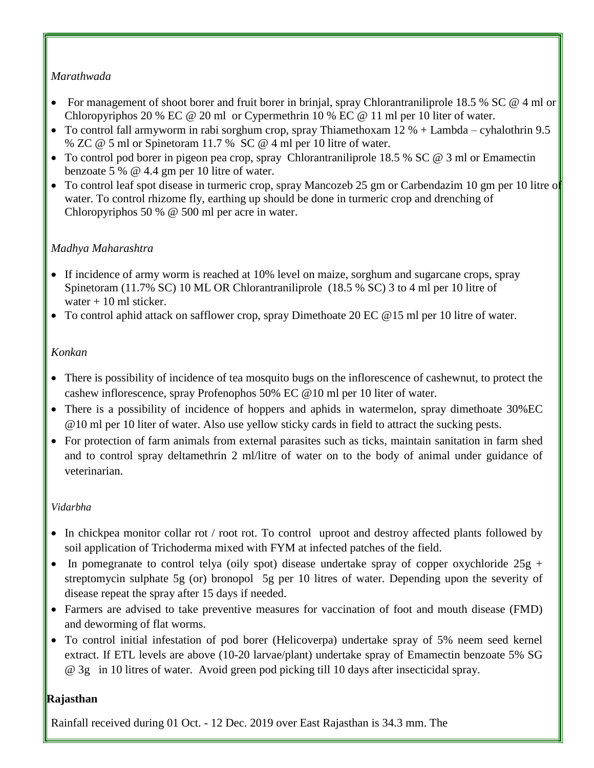*Marathwada*

- For management of shoot borer and fruit borer in brinjal, spray Chlorantraniliprole 18.5 % SC @ 4 ml or Chloropyriphos 20 % EC @ 20 ml or Cypermethrin 10 % EC @ 11 ml per 10 liter of water.
- To control fall armyworm in rabi sorghum crop, spray Thiamethoxam 12 % + Lambda – cyhalothrin 9.5 % ZC @ 5 ml or Spinetoram 11.7 % SC @ 4 ml per 10 litre of water.
- To control pod borer in pigeon pea crop, spray Chlorantraniliprole 18.5 % SC @ 3 ml or Emamectin benzoate 5 % @ 4.4 gm per 10 litre of water.
- To control leaf spot disease in turmeric crop, spray Mancozeb 25 gm or Carbendazim 10 gm per 10 litre of water. To control rhizome fly, earthing up should be done in turmeric crop and drenching of Chloropyriphos 50 % @ 500 ml per acre in water.

*Madhya Maharashtra*

- If incidence of army worm is reached at 10% level on maize, sorghum and sugarcane crops, spray Spinetoram (11.7% SC) 10 ML OR Chlorantraniliprole (18.5 % SC) 3 to 4 ml per 10 litre of water + 10 ml sticker.
- To control aphid attack on safflower crop, spray Dimethoate 20 EC @15 ml per 10 litre of water.

*Konkan*

- There is possibility of incidence of tea mosquito bugs on the inflorescence of cashewnut, to protect the cashew inflorescence, spray Profenophos 50% EC @10 ml per 10 liter of water.
- There is a possibility of incidence of hoppers and aphids in watermelon, spray dimethoate 30%EC @10 ml per 10 liter of water. Also use yellow sticky cards in field to attract the sucking pests.
- For protection of farm animals from external parasites such as ticks, maintain sanitation in farm shed and to control spray deltamethrin 2 ml/litre of water on to the body of animal under guidance of veterinarian.

*Vidarbha*

- In chickpea monitor collar rot / root rot. To control uproot and destroy affected plants followed by soil application of Trichoderma mixed with FYM at infected patches of the field.
- In pomegranate to control telya (oily spot) disease undertake spray of copper oxychloride 25g + streptomycin sulphate 5g (or) bronopol 5g per 10 litres of water. Depending upon the severity of disease repeat the spray after 15 days if needed.
- Farmers are advised to take preventive measures for vaccination of foot and mouth disease (FMD) and deworming of flat worms.
- To control initial infestation of pod borer (Helicoverpa) undertake spray of 5% neem seed kernel extract. If ETL levels are above (10-20 larvae/plant) undertake spray of Emamectin benzoate 5% SG @ 3g in 10 litres of water. Avoid green pod picking till 10 days after insecticidal spray.

**Rajasthan**

Rainfall received during 01 Oct. - 12 Dec. 2019 over East Rajasthan is 34.3 mm. The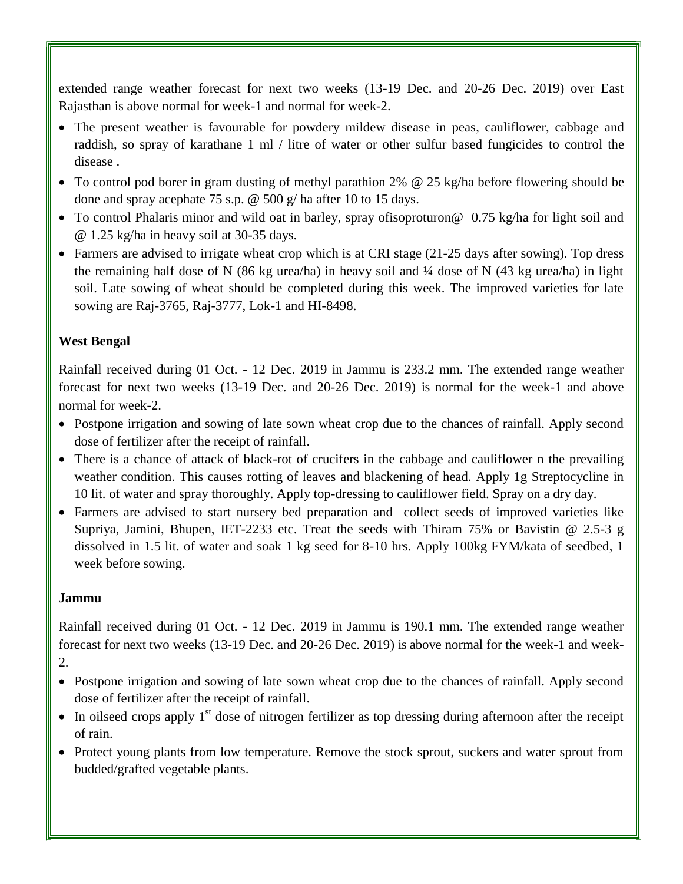extended range weather forecast for next two weeks (13-19 Dec. and 20-26 Dec. 2019) over East Rajasthan is above normal for week-1 and normal for week-2.

- The present weather is favourable for powdery mildew disease in peas, cauliflower, cabbage and raddish, so spray of karathane 1 ml / litre of water or other sulfur based fungicides to control the disease .
- To control pod borer in gram dusting of methyl parathion 2% @ 25 kg/ha before flowering should be done and spray acephate 75 s.p. @ 500 g/ ha after 10 to 15 days.
- To control Phalaris minor and wild oat in barley, spray ofisoproturon@ 0.75 kg/ha for light soil and @ 1.25 kg/ha in heavy soil at 30-35 days.
- Farmers are advised to irrigate wheat crop which is at CRI stage (21-25 days after sowing). Top dress the remaining half dose of N (86 kg urea/ha) in heavy soil and ¼ dose of N (43 kg urea/ha) in light soil. Late sowing of wheat should be completed during this week. The improved varieties for late sowing are Raj-3765, Raj-3777, Lok-1 and HI-8498.

**West Bengal**

Rainfall received during 01 Oct. - 12 Dec. 2019 in Jammu is 233.2 mm. The extended range weather forecast for next two weeks (13-19 Dec. and 20-26 Dec. 2019) is normal for the week-1 and above normal for week-2.

- Postpone irrigation and sowing of late sown wheat crop due to the chances of rainfall. Apply second dose of fertilizer after the receipt of rainfall.
- There is a chance of attack of black-rot of crucifers in the cabbage and cauliflower n the prevailing weather condition. This causes rotting of leaves and blackening of head. Apply 1g Streptocycline in 10 lit. of water and spray thoroughly. Apply top-dressing to cauliflower field. Spray on a dry day.
- Farmers are advised to start nursery bed preparation and collect seeds of improved varieties like Supriya, Jamini, Bhupen, IET-2233 etc. Treat the seeds with Thiram 75% or Bavistin @ 2.5-3 g dissolved in 1.5 lit. of water and soak 1 kg seed for 8-10 hrs. Apply 100kg FYM/kata of seedbed, 1 week before sowing.

**Jammu**

Rainfall received during 01 Oct. - 12 Dec. 2019 in Jammu is 190.1 mm. The extended range weather forecast for next two weeks (13-19 Dec. and 20-26 Dec. 2019) is above normal for the week-1 and week-2.

- Postpone irrigation and sowing of late sown wheat crop due to the chances of rainfall. Apply second dose of fertilizer after the receipt of rainfall.
- In oilseed crops apply 1st dose of nitrogen fertilizer as top dressing during afternoon after the receipt of rain.
- Protect young plants from low temperature. Remove the stock sprout, suckers and water sprout from budded/grafted vegetable plants.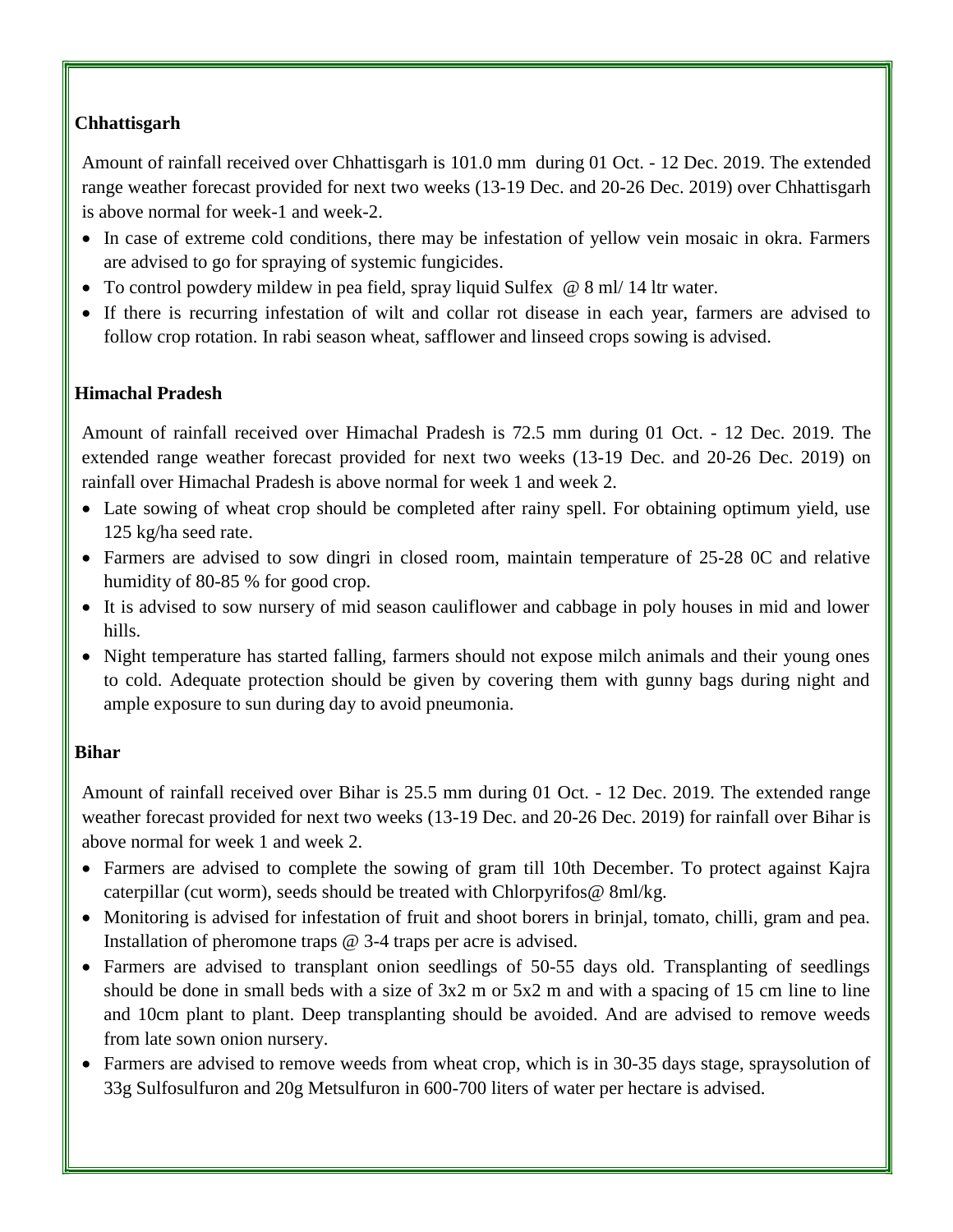**Chhattisgarh**

Amount of rainfall received over Chhattisgarh is 101.0 mm during 01 Oct. - 12 Dec. 2019. The extended range weather forecast provided for next two weeks (13-19 Dec. and 20-26 Dec. 2019) over Chhattisgarh is above normal for week-1 and week-2.

- In case of extreme cold conditions, there may be infestation of yellow vein mosaic in okra. Farmers are advised to go for spraying of systemic fungicides.
- To control powdery mildew in pea field, spray liquid Sulfex @ 8 ml/ 14 ltr water.
- If there is recurring infestation of wilt and collar rot disease in each year, farmers are advised to follow crop rotation. In rabi season wheat, safflower and linseed crops sowing is advised.

**Himachal Pradesh**

Amount of rainfall received over Himachal Pradesh is 72.5 mm during 01 Oct. - 12 Dec. 2019. The extended range weather forecast provided for next two weeks (13-19 Dec. and 20-26 Dec. 2019) on rainfall over Himachal Pradesh is above normal for week 1 and week 2.

- Late sowing of wheat crop should be completed after rainy spell. For obtaining optimum yield, use 125 kg/ha seed rate.
- Farmers are advised to sow dingri in closed room, maintain temperature of 25-28 0C and relative humidity of 80-85 % for good crop.
- It is advised to sow nursery of mid season cauliflower and cabbage in poly houses in mid and lower hills.
- Night temperature has started falling, farmers should not expose milch animals and their young ones to cold. Adequate protection should be given by covering them with gunny bags during night and ample exposure to sun during day to avoid pneumonia.

**Bihar**

Amount of rainfall received over Bihar is 25.5 mm during 01 Oct. - 12 Dec. 2019. The extended range weather forecast provided for next two weeks (13-19 Dec. and 20-26 Dec. 2019) for rainfall over Bihar is above normal for week 1 and week 2.

- Farmers are advised to complete the sowing of gram till 10th December. To protect against Kajra caterpillar (cut worm), seeds should be treated with Chlorpyrifos@ 8ml/kg.
- Monitoring is advised for infestation of fruit and shoot borers in brinjal, tomato, chilli, gram and pea. Installation of pheromone traps @ 3-4 traps per acre is advised.
- Farmers are advised to transplant onion seedlings of 50-55 days old. Transplanting of seedlings should be done in small beds with a size of 3x2 m or 5x2 m and with a spacing of 15 cm line to line and 10cm plant to plant. Deep transplanting should be avoided. And are advised to remove weeds from late sown onion nursery.
- Farmers are advised to remove weeds from wheat crop, which is in 30-35 days stage, spraysolution of 33g Sulfosulfuron and 20g Metsulfuron in 600-700 liters of water per hectare is advised.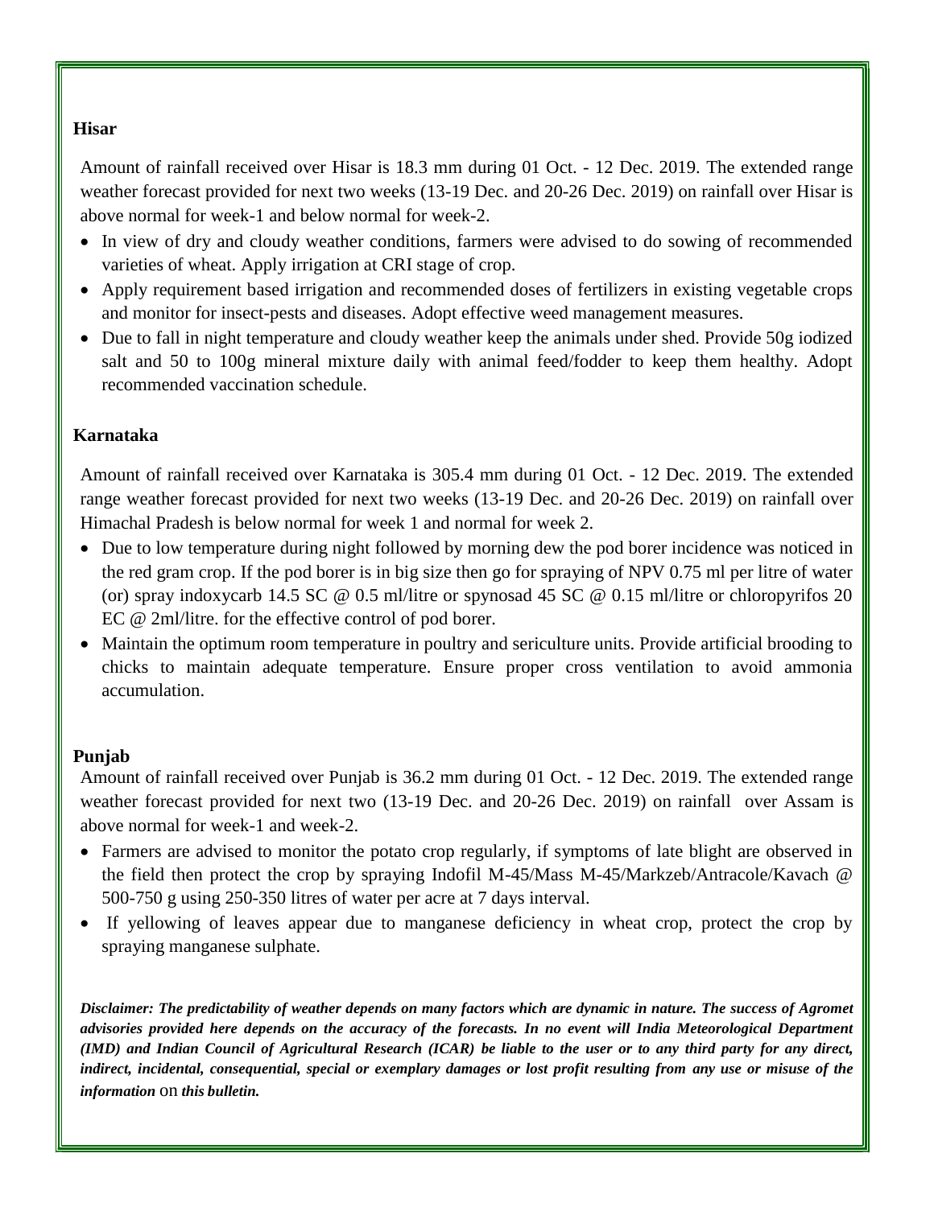**Hisar**

Amount of rainfall received over Hisar is 18.3 mm during 01 Oct. - 12 Dec. 2019. The extended range weather forecast provided for next two weeks (13-19 Dec. and 20-26 Dec. 2019) on rainfall over Hisar is above normal for week-1 and below normal for week-2.

- In view of dry and cloudy weather conditions, farmers were advised to do sowing of recommended varieties of wheat. Apply irrigation at CRI stage of crop.
- Apply requirement based irrigation and recommended doses of fertilizers in existing vegetable crops and monitor for insect-pests and diseases. Adopt effective weed management measures.
- Due to fall in night temperature and cloudy weather keep the animals under shed. Provide 50g iodized salt and 50 to 100g mineral mixture daily with animal feed/fodder to keep them healthy. Adopt recommended vaccination schedule.

**Karnataka**

Amount of rainfall received over Karnataka is 305.4 mm during 01 Oct. - 12 Dec. 2019. The extended range weather forecast provided for next two weeks (13-19 Dec. and 20-26 Dec. 2019) on rainfall over Himachal Pradesh is below normal for week 1 and normal for week 2.

- Due to low temperature during night followed by morning dew the pod borer incidence was noticed in the red gram crop. If the pod borer is in big size then go for spraying of NPV 0.75 ml per litre of water (or) spray indoxycarb 14.5 SC @ 0.5 ml/litre or spynosad 45 SC @ 0.15 ml/litre or chloropyrifos 20 EC @ 2ml/litre. for the effective control of pod borer.
- Maintain the optimum room temperature in poultry and sericulture units. Provide artificial brooding to chicks to maintain adequate temperature. Ensure proper cross ventilation to avoid ammonia accumulation.

**Punjab**

Amount of rainfall received over Punjab is 36.2 mm during 01 Oct. - 12 Dec. 2019. The extended range weather forecast provided for next two (13-19 Dec. and 20-26 Dec. 2019) on rainfall over Assam is above normal for week-1 and week-2.

- Farmers are advised to monitor the potato crop regularly, if symptoms of late blight are observed in the field then protect the crop by spraying Indofil M-45/Mass M-45/Markzeb/Antracole/Kavach @ 500-750 g using 250-350 litres of water per acre at 7 days interval.
- If yellowing of leaves appear due to manganese deficiency in wheat crop, protect the crop by spraying manganese sulphate.

***Disclaimer: The predictability of weather depends on many factors which are dynamic in nature. The success of Agromet advisories provided here depends on the accuracy of the forecasts. In no event will India Meteorological Department (IMD) and Indian Council of Agricultural Research (ICAR) be liable to the user or to any third party for any direct, indirect, incidental, consequential, special or exemplary damages or lost profit resulting from any use or misuse of the information on this bulletin.***